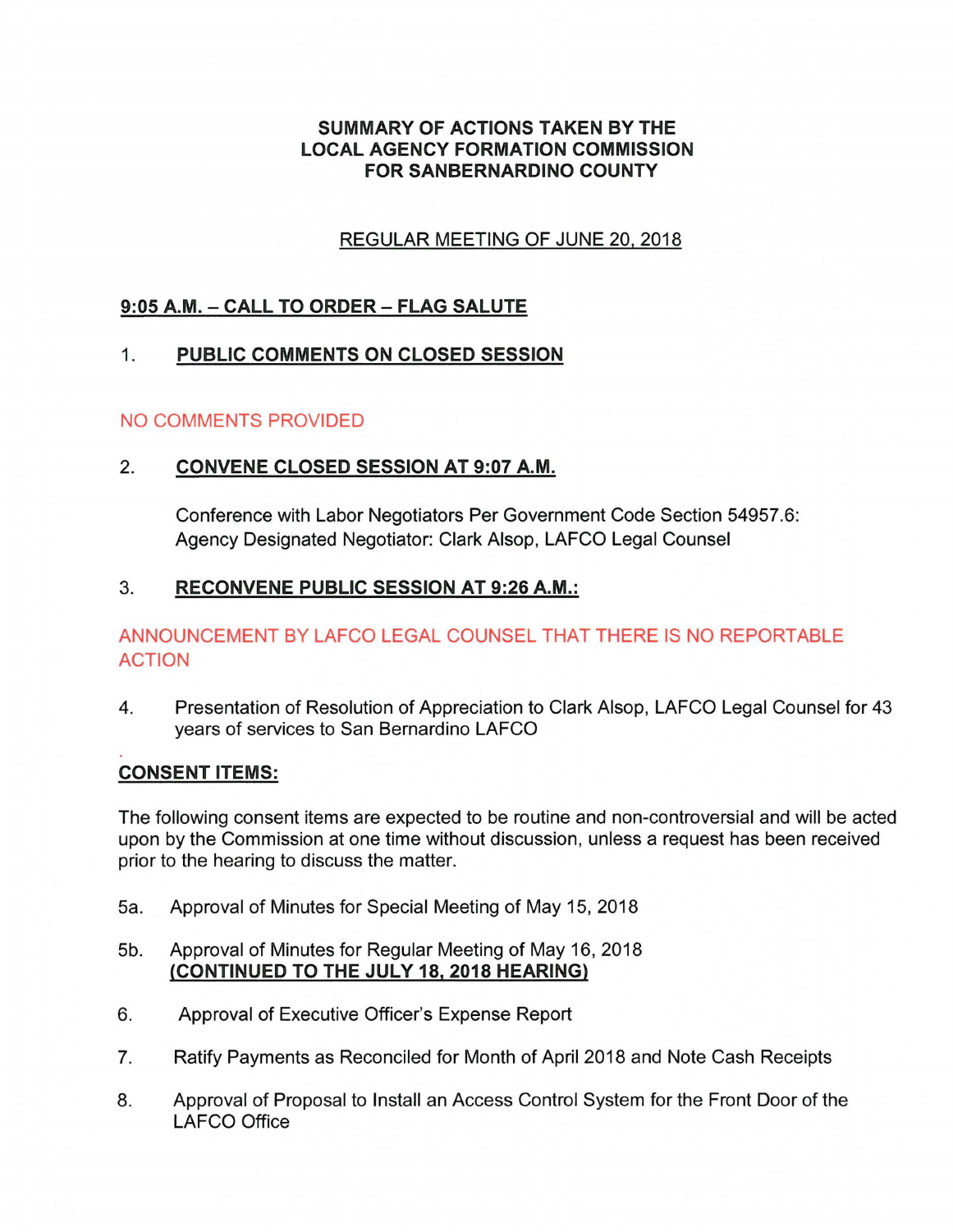# SUMMARY OF ACTIONS TAKEN BY THE LOCAL AGENCY FORMATION COMMISSION FOR SANBERNARDINO COUNTY

## REGULAR MEETING OF JUNE 20, 2018

### 9:05 A.M. – CALL TO ORDER – FLAG SALUTE

1. **PUBLIC COMMENTS ON CLOSED SESSION**

NO COMMENTS PROVIDED

2. **CONVENE CLOSED SESSION AT 9:07 A.M.**

   Conference with Labor Negotiators Per Government Code Section 54957.6: Agency Designated Negotiator: Clark Alsop, LAFCO Legal Counsel

3. **RECONVENE PUBLIC SESSION AT 9:26 A.M.:**

ANNOUNCEMENT BY LAFCO LEGAL COUNSEL THAT THERE IS NO REPORTABLE ACTION

4. Presentation of Resolution of Appreciation to Clark Alsop, LAFCO Legal Counsel for 43 years of services to San Bernardino LAFCO

### CONSENT ITEMS:

The following consent items are expected to be routine and non-controversial and will be acted upon by the Commission at one time without discussion, unless a request has been received prior to the hearing to discuss the matter.

5a. Approval of Minutes for Special Meeting of May 15, 2018

5b. Approval of Minutes for Regular Meeting of May 16, 2018
**(CONTINUED TO THE JULY 18, 2018 HEARING)**

6. Approval of Executive Officer's Expense Report

7. Ratify Payments as Reconciled for Month of April 2018 and Note Cash Receipts

8. Approval of Proposal to Install an Access Control System for the Front Door of the LAFCO Office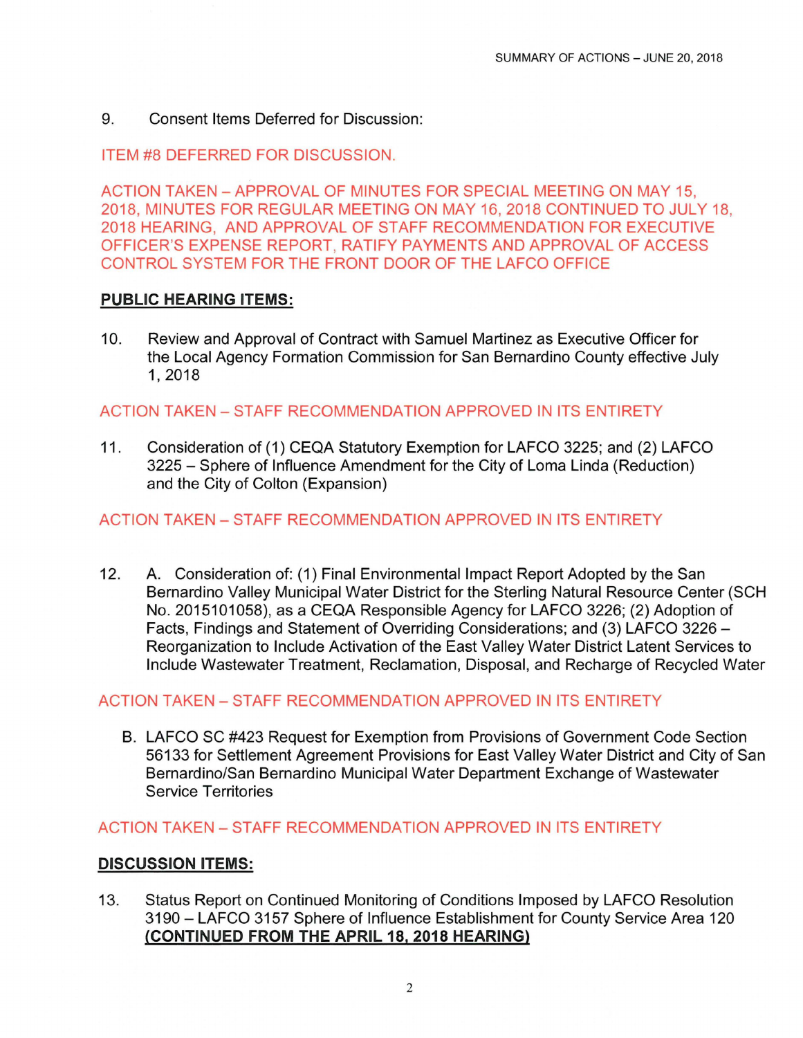9. Consent Items Deferred for Discussion:

ITEM #8 DEFERRED FOR DISCUSSION.

ACTION TAKEN – APPROVAL OF MINUTES FOR SPECIAL MEETING ON MAY 15, 2018, MINUTES FOR REGULAR MEETING ON MAY 16, 2018 CONTINUED TO JULY 18, 2018 HEARING, AND APPROVAL OF STAFF RECOMMENDATION FOR EXECUTIVE OFFICER'S EXPENSE REPORT, RATIFY PAYMENTS AND APPROVAL OF ACCESS CONTROL SYSTEM FOR THE FRONT DOOR OF THE LAFCO OFFICE

**PUBLIC HEARING ITEMS:**

10. Review and Approval of Contract with Samuel Martinez as Executive Officer for the Local Agency Formation Commission for San Bernardino County effective July 1, 2018

ACTION TAKEN – STAFF RECOMMENDATION APPROVED IN ITS ENTIRETY

11. Consideration of (1) CEQA Statutory Exemption for LAFCO 3225; and (2) LAFCO 3225 – Sphere of Influence Amendment for the City of Loma Linda (Reduction) and the City of Colton (Expansion)

ACTION TAKEN – STAFF RECOMMENDATION APPROVED IN ITS ENTIRETY

12. A. Consideration of: (1) Final Environmental Impact Report Adopted by the San Bernardino Valley Municipal Water District for the Sterling Natural Resource Center (SCH No. 2015101058), as a CEQA Responsible Agency for LAFCO 3226; (2) Adoption of Facts, Findings and Statement of Overriding Considerations; and (3) LAFCO 3226 – Reorganization to Include Activation of the East Valley Water District Latent Services to Include Wastewater Treatment, Reclamation, Disposal, and Recharge of Recycled Water

ACTION TAKEN – STAFF RECOMMENDATION APPROVED IN ITS ENTIRETY

B. LAFCO SC #423 Request for Exemption from Provisions of Government Code Section 56133 for Settlement Agreement Provisions for East Valley Water District and City of San Bernardino/San Bernardino Municipal Water Department Exchange of Wastewater Service Territories

ACTION TAKEN – STAFF RECOMMENDATION APPROVED IN ITS ENTIRETY

**DISCUSSION ITEMS:**

13. Status Report on Continued Monitoring of Conditions Imposed by LAFCO Resolution 3190 – LAFCO 3157 Sphere of Influence Establishment for County Service Area 120 **(CONTINUED FROM THE APRIL 18, 2018 HEARING)**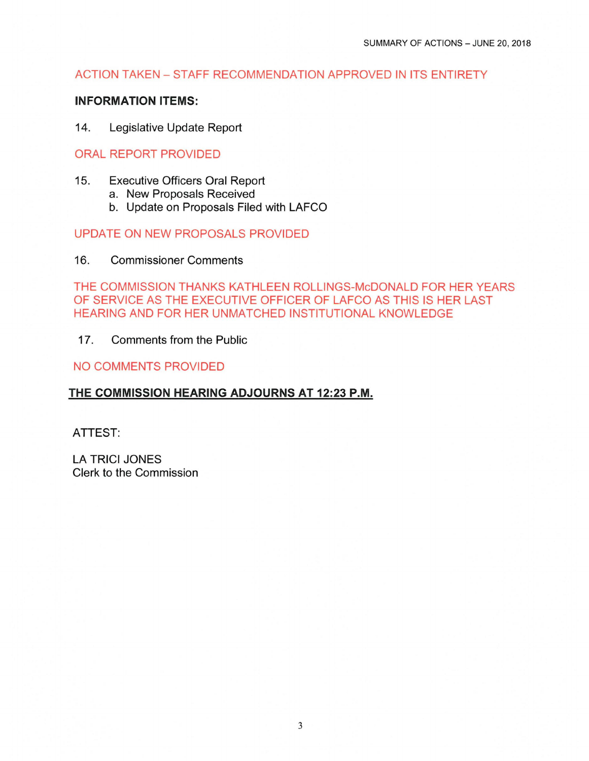ACTION TAKEN – STAFF RECOMMENDATION APPROVED IN ITS ENTIRETY

**INFORMATION ITEMS:**

14. Legislative Update Report

ORAL REPORT PROVIDED

15. Executive Officers Oral Report
    a. New Proposals Received
    b. Update on Proposals Filed with LAFCO

UPDATE ON NEW PROPOSALS PROVIDED

16. Commissioner Comments

THE COMMISSION THANKS KATHLEEN ROLLINGS-McDONALD FOR HER YEARS OF SERVICE AS THE EXECUTIVE OFFICER OF LAFCO AS THIS IS HER LAST HEARING AND FOR HER UNMATCHED INSTITUTIONAL KNOWLEDGE

17. Comments from the Public

NO COMMENTS PROVIDED

**THE COMMISSION HEARING ADJOURNS AT 12:23 P.M.**

ATTEST:

LA TRICI JONES
Clerk to the Commission